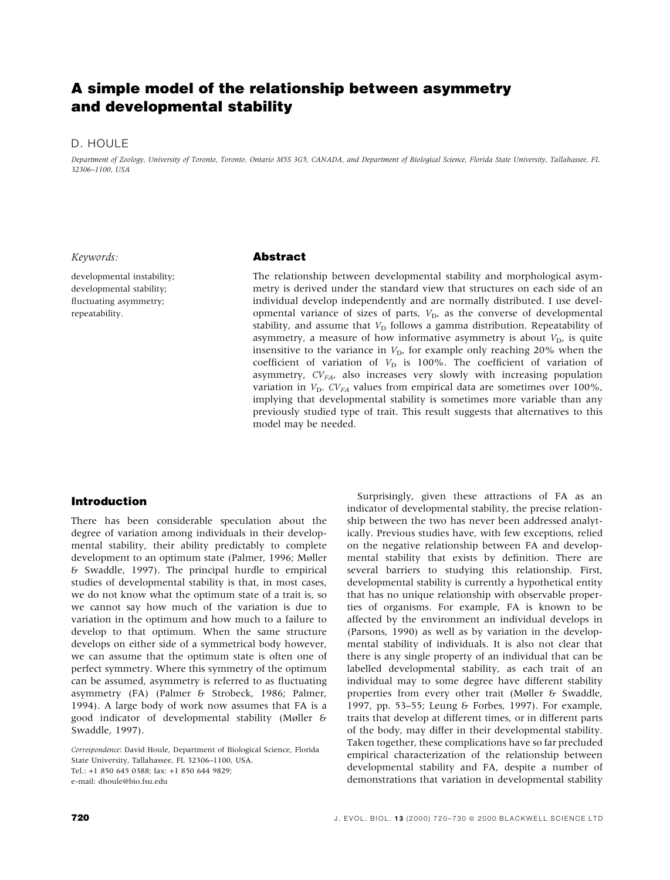# A simple model of the relationship between asymmetry and developmental stability

D. HOULE

*Department of Zoology, University of Toronto, Toronto, Ontario M5S 3G5, CANADA, and Department of Biological Science, Florida State University, Tallahassee, FL 32306–1100, USA*

*Keywords:*

developmental instability;
developmental stability;
fluctuating asymmetry;
repeatability.

## Abstract

The relationship between developmental stability and morphological asymmetry is derived under the standard view that structures on each side of an individual develop independently and are normally distributed. I use developmental variance of sizes of parts, $V_D$, as the converse of developmental stability, and assume that $V_D$ follows a gamma distribution. Repeatability of asymmetry, a measure of how informative asymmetry is about $V_D$, is quite insensitive to the variance in $V_D$, for example only reaching 20% when the coefficient of variation of $V_D$ is 100%. The coefficient of variation of asymmetry, $CV_{FA}$, also increases very slowly with increasing population variation in $V_D$. $CV_{FA}$ values from empirical data are sometimes over 100%, implying that developmental stability is sometimes more variable than any previously studied type of trait. This result suggests that alternatives to this model may be needed.

## Introduction

There has been considerable speculation about the degree of variation among individuals in their developmental stability, their ability predictably to complete development to an optimum state (Palmer, 1996; Møller & Swaddle, 1997). The principal hurdle to empirical studies of developmental stability is that, in most cases, we do not know what the optimum state of a trait is, so we cannot say how much of the variation is due to variation in the optimum and how much to a failure to develop to that optimum. When the same structure develops on either side of a symmetrical body however, we can assume that the optimum state is often one of perfect symmetry. Where this symmetry of the optimum can be assumed, asymmetry is referred to as fluctuating asymmetry (FA) (Palmer & Strobeck, 1986; Palmer, 1994). A large body of work now assumes that FA is a good indicator of developmental stability (Møller & Swaddle, 1997).

Surprisingly, given these attractions of FA as an indicator of developmental stability, the precise relationship between the two has never been addressed analytically. Previous studies have, with few exceptions, relied on the negative relationship between FA and developmental stability that exists by definition. There are several barriers to studying this relationship. First, developmental stability is currently a hypothetical entity that has no unique relationship with observable properties of organisms. For example, FA is known to be affected by the environment an individual develops in (Parsons, 1990) as well as by variation in the developmental stability of individuals. It is also not clear that there is any single property of an individual that can be labelled developmental stability, as each trait of an individual may to some degree have different stability properties from every other trait (Møller & Swaddle, 1997, pp. 53–55; Leung & Forbes, 1997). For example, traits that develop at different times, or in different parts of the body, may differ in their developmental stability. Taken together, these complications have so far precluded empirical characterization of the relationship between developmental stability and FA, despite a number of demonstrations that variation in developmental stability

*Correspondence*: David Houle, Department of Biological Science, Florida State University, Tallahassee, FL 32306–1100, USA.
Tel.: +1 850 645 0388; fax: +1 850 644 9829;
e-mail: dhoule@bio.fsu.edu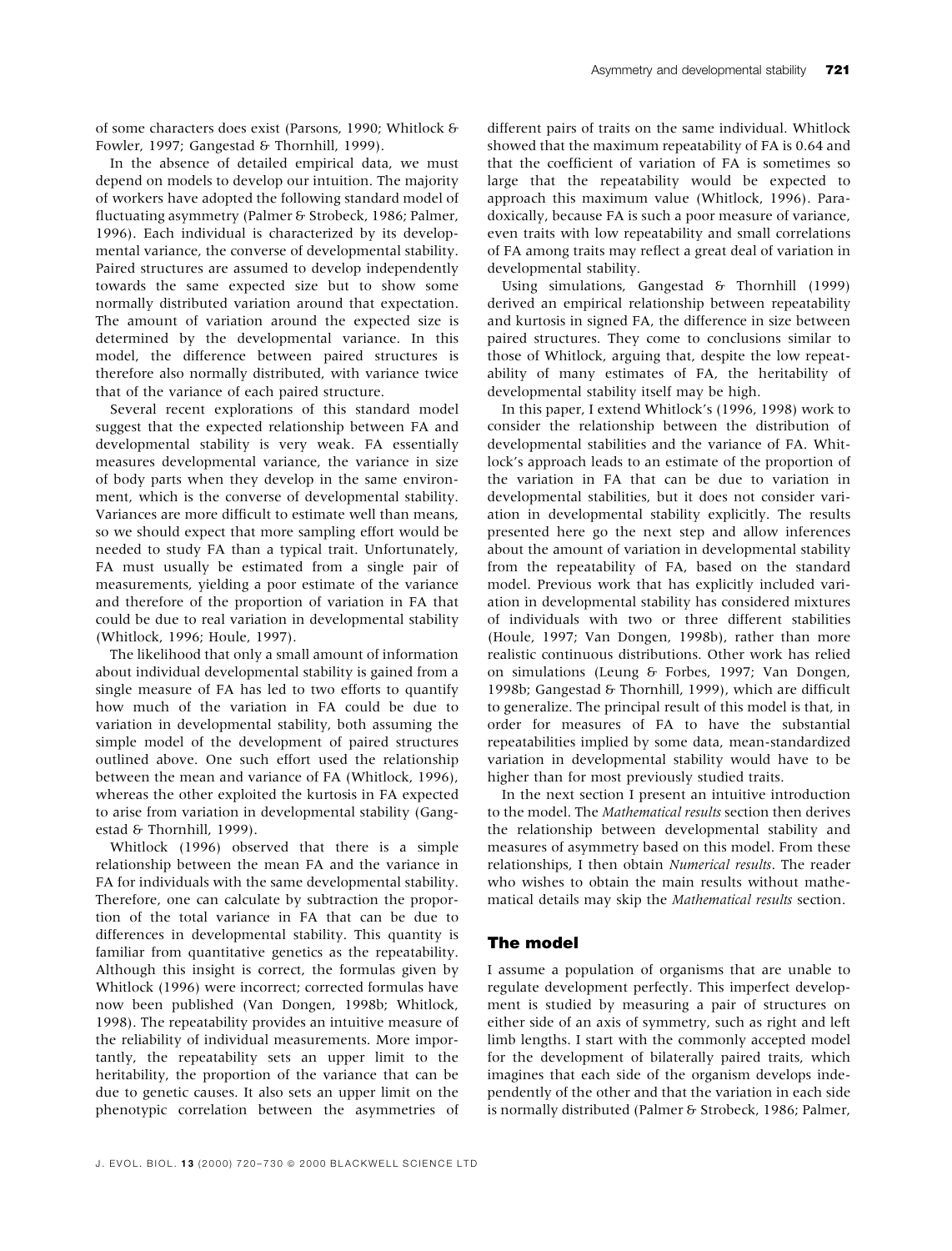of some characters does exist (Parsons, 1990; Whitlock & Fowler, 1997; Gangestad & Thornhill, 1999).

In the absence of detailed empirical data, we must depend on models to develop our intuition. The majority of workers have adopted the following standard model of fluctuating asymmetry (Palmer & Strobeck, 1986; Palmer, 1996). Each individual is characterized by its developmental variance, the converse of developmental stability. Paired structures are assumed to develop independently towards the same expected size but to show some normally distributed variation around that expectation. The amount of variation around the expected size is determined by the developmental variance. In this model, the difference between paired structures is therefore also normally distributed, with variance twice that of the variance of each paired structure.

Several recent explorations of this standard model suggest that the expected relationship between FA and developmental stability is very weak. FA essentially measures developmental variance, the variance in size of body parts when they develop in the same environment, which is the converse of developmental stability. Variances are more difficult to estimate well than means, so we should expect that more sampling effort would be needed to study FA than a typical trait. Unfortunately, FA must usually be estimated from a single pair of measurements, yielding a poor estimate of the variance and therefore of the proportion of variation in FA that could be due to real variation in developmental stability (Whitlock, 1996; Houle, 1997).

The likelihood that only a small amount of information about individual developmental stability is gained from a single measure of FA has led to two efforts to quantify how much of the variation in FA could be due to variation in developmental stability, both assuming the simple model of the development of paired structures outlined above. One such effort used the relationship between the mean and variance of FA (Whitlock, 1996), whereas the other exploited the kurtosis in FA expected to arise from variation in developmental stability (Gangestad & Thornhill, 1999).

Whitlock (1996) observed that there is a simple relationship between the mean FA and the variance in FA for individuals with the same developmental stability. Therefore, one can calculate by subtraction the proportion of the total variance in FA that can be due to differences in developmental stability. This quantity is familiar from quantitative genetics as the repeatability. Although this insight is correct, the formulas given by Whitlock (1996) were incorrect; corrected formulas have now been published (Van Dongen, 1998b; Whitlock, 1998). The repeatability provides an intuitive measure of the reliability of individual measurements. More importantly, the repeatability sets an upper limit to the heritability, the proportion of the variance that can be due to genetic causes. It also sets an upper limit on the phenotypic correlation between the asymmetries of different pairs of traits on the same individual. Whitlock showed that the maximum repeatability of FA is 0.64 and that the coefficient of variation of FA is sometimes so large that the repeatability would be expected to approach this maximum value (Whitlock, 1996). Paradoxically, because FA is such a poor measure of variance, even traits with low repeatability and small correlations of FA among traits may reflect a great deal of variation in developmental stability.

Using simulations, Gangestad & Thornhill (1999) derived an empirical relationship between repeatability and kurtosis in signed FA, the difference in size between paired structures. They come to conclusions similar to those of Whitlock, arguing that, despite the low repeatability of many estimates of FA, the heritability of developmental stability itself may be high.

In this paper, I extend Whitlock's (1996, 1998) work to consider the relationship between the distribution of developmental stabilities and the variance of FA. Whitlock's approach leads to an estimate of the proportion of the variation in FA that can be due to variation in developmental stabilities, but it does not consider variation in developmental stability explicitly. The results presented here go the next step and allow inferences about the amount of variation in developmental stability from the repeatability of FA, based on the standard model. Previous work that has explicitly included variation in developmental stability has considered mixtures of individuals with two or three different stabilities (Houle, 1997; Van Dongen, 1998b), rather than more realistic continuous distributions. Other work has relied on simulations (Leung & Forbes, 1997; Van Dongen, 1998b; Gangestad & Thornhill, 1999), which are difficult to generalize. The principal result of this model is that, in order for measures of FA to have the substantial repeatabilities implied by some data, mean-standardized variation in developmental stability would have to be higher than for most previously studied traits.

In the next section I present an intuitive introduction to the model. The *Mathematical results* section then derives the relationship between developmental stability and measures of asymmetry based on this model. From these relationships, I then obtain *Numerical results*. The reader who wishes to obtain the main results without mathematical details may skip the *Mathematical results* section.

## The model

I assume a population of organisms that are unable to regulate development perfectly. This imperfect development is studied by measuring a pair of structures on either side of an axis of symmetry, such as right and left limb lengths. I start with the commonly accepted model for the development of bilaterally paired traits, which imagines that each side of the organism develops independently of the other and that the variation in each side is normally distributed (Palmer & Strobeck, 1986; Palmer,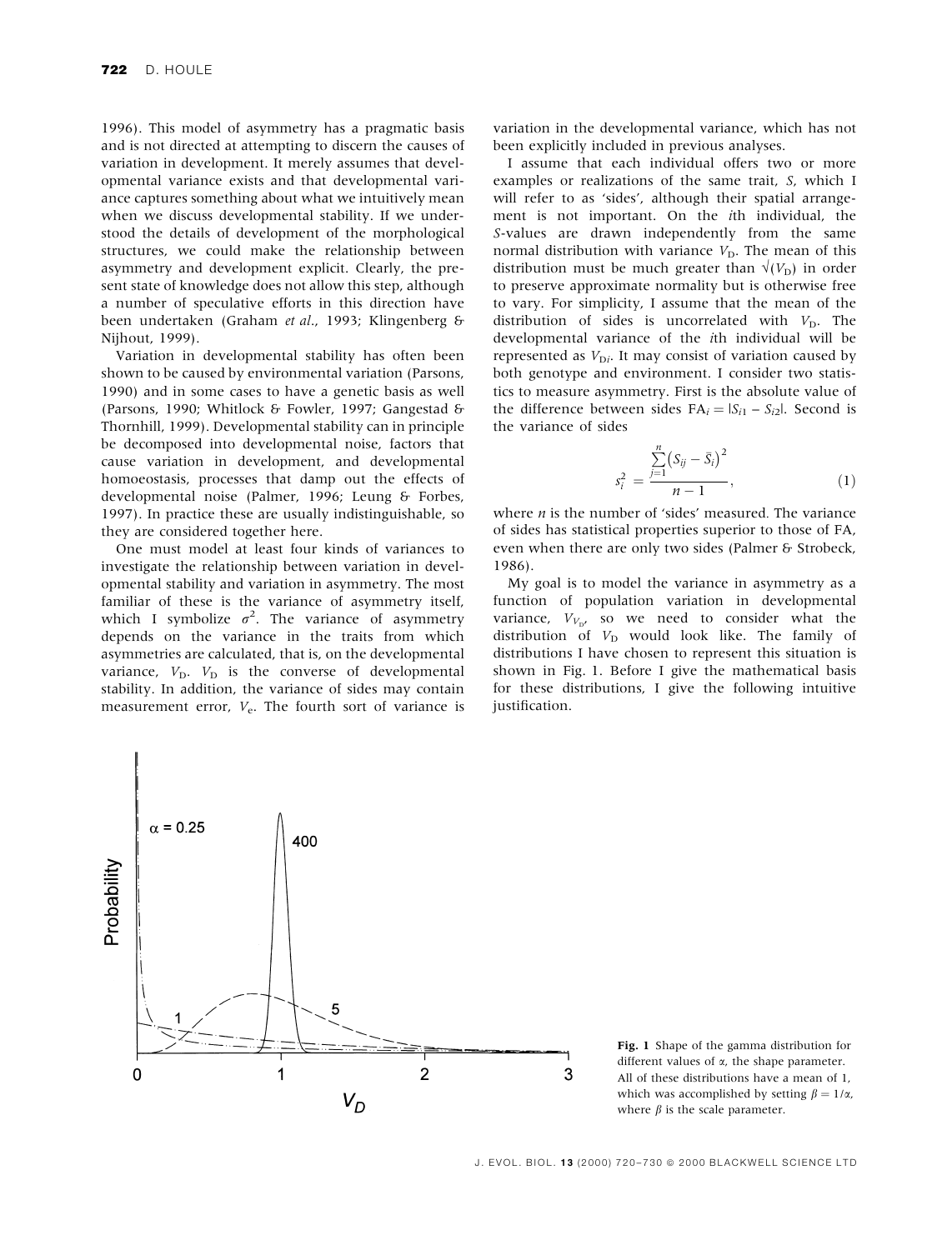1996). This model of asymmetry has a pragmatic basis and is not directed at attempting to discern the causes of variation in development. It merely assumes that developmental variance exists and that developmental variance captures something about what we intuitively mean when we discuss developmental stability. If we understood the details of development of the morphological structures, we could make the relationship between asymmetry and development explicit. Clearly, the present state of knowledge does not allow this step, although a number of speculative efforts in this direction have been undertaken (Graham *et al*., 1993; Klingenberg & Nijhout, 1999).

Variation in developmental stability has often been shown to be caused by environmental variation (Parsons, 1990) and in some cases to have a genetic basis as well (Parsons, 1990; Whitlock & Fowler, 1997; Gangestad & Thornhill, 1999). Developmental stability can in principle be decomposed into developmental noise, factors that cause variation in development, and developmental homoeostasis, processes that damp out the effects of developmental noise (Palmer, 1996; Leung & Forbes, 1997). In practice these are usually indistinguishable, so they are considered together here.

One must model at least four kinds of variances to investigate the relationship between variation in developmental stability and variation in asymmetry. The most familiar of these is the variance of asymmetry itself, which I symbolize $\sigma^2$. The variance of asymmetry depends on the variance in the traits from which asymmetries are calculated, that is, on the developmental variance, $V_D$. $V_D$ is the converse of developmental stability. In addition, the variance of sides may contain measurement error, $V_e$. The fourth sort of variance is variation in the developmental variance, which has not been explicitly included in previous analyses.

I assume that each individual offers two or more examples or realizations of the same trait, *S*, which I will refer to as 'sides', although their spatial arrangement is not important. On the *i*th individual, the *S*-values are drawn independently from the same normal distribution with variance $V_D$. The mean of this distribution must be much greater than $\sqrt{(V_D)}$ in order to preserve approximate normality but is otherwise free to vary. For simplicity, I assume that the mean of the distribution of sides is uncorrelated with $V_D$. The developmental variance of the *i*th individual will be represented as $V_{Di}$. It may consist of variation caused by both genotype and environment. I consider two statistics to measure asymmetry. First is the absolute value of the difference between sides $\mathrm{FA}_i = |S_{i1} - S_{i2}|$. Second is the variance of sides

$$s_i^2 = \frac{\sum_{j=1}^{n}\left(S_{ij} - \bar{S}_i\right)^2}{n-1}, \tag{1}$$

where *n* is the number of 'sides' measured. The variance of sides has statistical properties superior to those of FA, even when there are only two sides (Palmer & Strobeck, 1986).

My goal is to model the variance in asymmetry as a function of population variation in developmental variance, $V_{V_D}$, so we need to consider what the distribution of $V_D$ would look like. The family of distributions I have chosen to represent this situation is shown in Fig. 1. Before I give the mathematical basis for these distributions, I give the following intuitive justification.

**Fig. 1** Shape of the gamma distribution for different values of α, the shape parameter. All of these distributions have a mean of 1, which was accomplished by setting $\beta = 1/\alpha$, where $\beta$ is the scale parameter.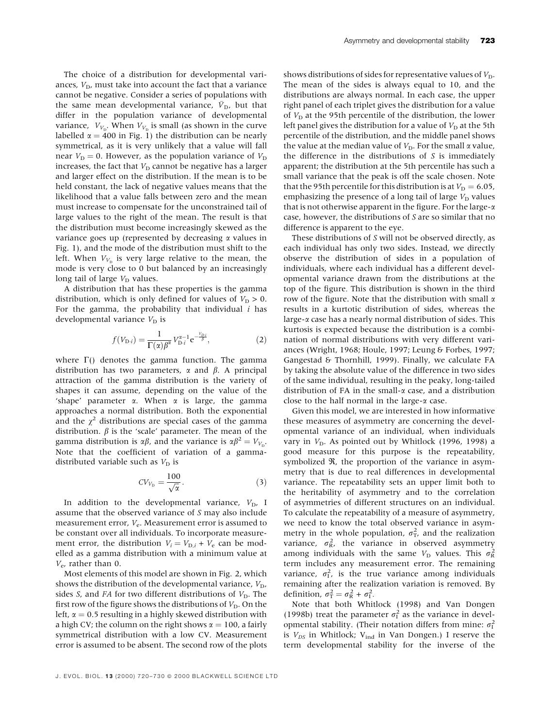The choice of a distribution for developmental variances, $V_D$, must take into account the fact that a variance cannot be negative. Consider a series of populations with the same mean developmental variance, $\bar{V}_D$, but that differ in the population variance of developmental variance, $V_{V_D}$. When $V_{V_D}$ is small (as shown in the curve labelled $\alpha = 400$ in Fig. 1) the distribution can be nearly symmetrical, as it is very unlikely that a value will fall near $V_D = 0$. However, as the population variance of $V_D$ increases, the fact that $V_D$ cannot be negative has a larger and larger effect on the distribution. If the mean is to be held constant, the lack of negative values means that the likelihood that a value falls between zero and the mean must increase to compensate for the unconstrained tail of large values to the right of the mean. The result is that the distribution must become increasingly skewed as the variance goes up (represented by decreasing $\alpha$ values in Fig. 1), and the mode of the distribution must shift to the left. When $V_{V_D}$ is very large relative to the mean, the mode is very close to 0 but balanced by an increasingly long tail of large $V_D$ values.

A distribution that has these properties is the gamma distribution, which is only defined for values of $V_D > 0$. For the gamma, the probability that individual $i$ has developmental variance $V_D$ is

$$f(V_{D \cdot i}) = \frac{1}{\Gamma(\alpha)\beta^{\alpha}} V_{D \cdot i}^{\alpha - 1} e^{-\frac{V_{D \cdot i}}{\beta}}, \tag{2}$$

where $\Gamma()$ denotes the gamma function. The gamma distribution has two parameters, $\alpha$ and $\beta$. A principal attraction of the gamma distribution is the variety of shapes it can assume, depending on the value of the 'shape' parameter $\alpha$. When $\alpha$ is large, the gamma approaches a normal distribution. Both the exponential and the $\chi^2$ distributions are special cases of the gamma distribution. $\beta$ is the 'scale' parameter. The mean of the gamma distribution is $\alpha\beta$, and the variance is $\alpha\beta^2 = V_{V_D}$. Note that the coefficient of variation of a gamma-distributed variable such as $V_D$ is

$$CV_{V_D} = \frac{100}{\sqrt{\alpha}}. \tag{3}$$

In addition to the developmental variance, $V_D$, I assume that the observed variance of $S$ may also include measurement error, $V_e$. Measurement error is assumed to be constant over all individuals. To incorporate measurement error, the distribution $V_i = V_{D,i} + V_e$ can be modelled as a gamma distribution with a minimum value at $V_e$, rather than 0.

Most elements of this model are shown in Fig. 2, which shows the distribution of the developmental variance, $V_D$, sides $S$, and $FA$ for two different distributions of $V_D$. The first row of the figure shows the distributions of $V_D$. On the left, $\alpha = 0.5$ resulting in a highly skewed distribution with a high CV; the column on the right shows $\alpha = 100$, a fairly symmetrical distribution with a low CV. Measurement error is assumed to be absent. The second row of the plots shows distributions of sides for representative values of $V_D$. The mean of the sides is always equal to 10, and the distributions are always normal. In each case, the upper right panel of each triplet gives the distribution for a value of $V_D$ at the 95th percentile of the distribution, the lower left panel gives the distribution for a value of $V_D$ at the 5th percentile of the distribution, and the middle panel shows the value at the median value of $V_D$. For the small $\alpha$ value, the difference in the distributions of $S$ is immediately apparent; the distribution at the 5th percentile has such a small variance that the peak is off the scale chosen. Note that the 95th percentile for this distribution is at $V_D = 6.05$, emphasizing the presence of a long tail of large $V_D$ values that is not otherwise apparent in the figure. For the large-$\alpha$ case, however, the distributions of $S$ are so similar that no difference is apparent to the eye.

These distributions of $S$ will not be observed directly, as each individual has only two sides. Instead, we directly observe the distribution of sides in a population of individuals, where each individual has a different developmental variance drawn from the distributions at the top of the figure. This distribution is shown in the third row of the figure. Note that the distribution with small $\alpha$ results in a kurtotic distribution of sides, whereas the large-$\alpha$ case has a nearly normal distribution of sides. This kurtosis is expected because the distribution is a combination of normal distributions with very different variances (Wright, 1968; Houle, 1997; Leung & Forbes, 1997; Gangestad & Thornhill, 1999). Finally, we calculate FA by taking the absolute value of the difference in two sides of the same individual, resulting in the peaky, long-tailed distribution of FA in the small-$\alpha$ case, and a distribution close to the half normal in the large-$\alpha$ case.

Given this model, we are interested in how informative these measures of asymmetry are concerning the developmental variance of an individual, when individuals vary in $V_D$. As pointed out by Whitlock (1996, 1998) a good measure for this purpose is the repeatability, symbolized $\Re$, the proportion of the variance in asymmetry that is due to real differences in developmental variance. The repeatability sets an upper limit both to the heritability of asymmetry and to the correlation of asymmetries of different structures on an individual. To calculate the repeatability of a measure of asymmetry, we need to know the total observed variance in asymmetry in the whole population, $\sigma_T^2$, and the realization variance, $\sigma_R^2$, the variance in observed asymmetry among individuals with the same $V_D$ values. This $\sigma_R^2$ term includes any measurement error. The remaining variance, $\sigma_I^2$, is the true variance among individuals remaining after the realization variation is removed. By definition, $\sigma_T^2 = \sigma_R^2 + \sigma_I^2$.

Note that both Whitlock (1998) and Van Dongen (1998b) treat the parameter $\sigma_I^2$ as the variance in developmental stability. (Their notation differs from mine: $\sigma_I^2$ is $V_{DS}$ in Whitlock; $V_{ind}$ in Van Dongen.) I reserve the term developmental stability for the inverse of the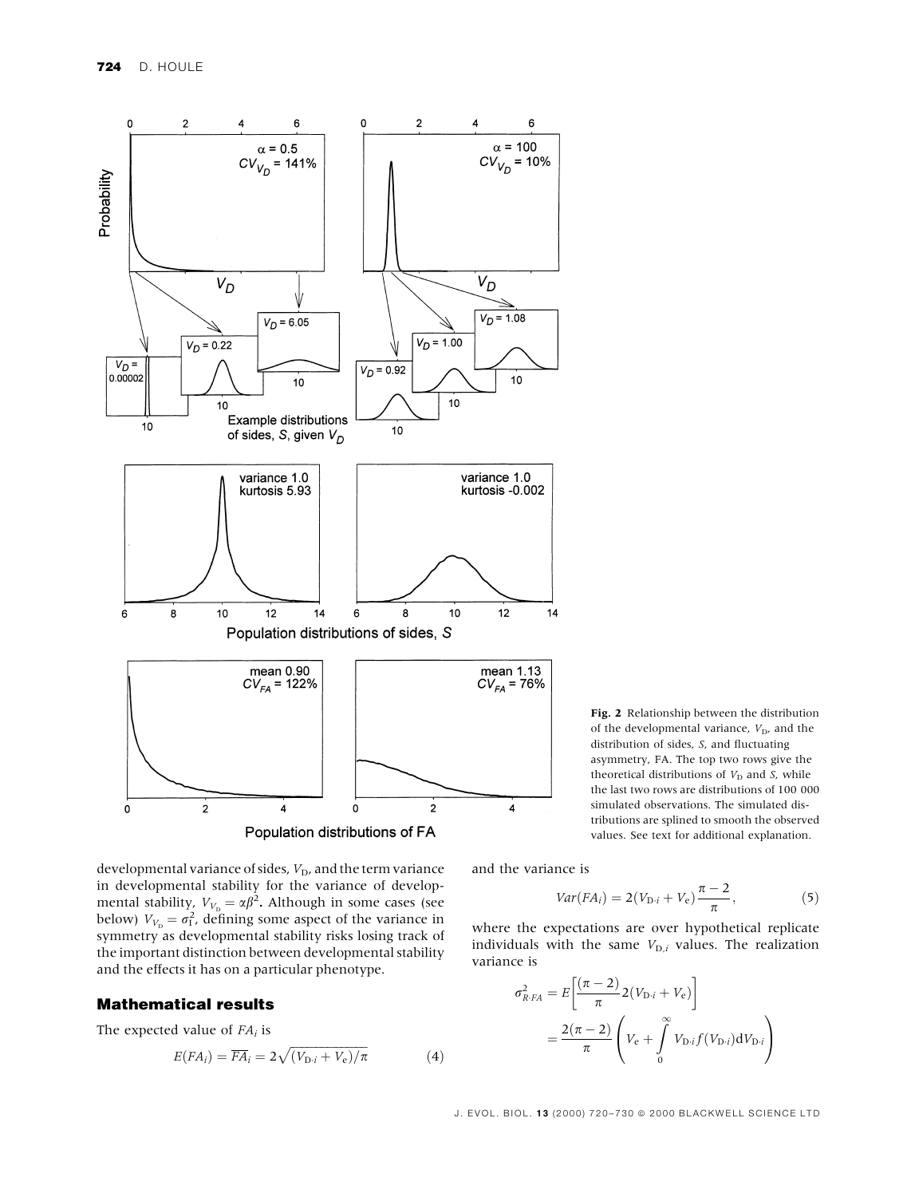Fig. 2 Relationship between the distribution of the developmental variance, $V_D$, and the distribution of sides, $S$, and fluctuating asymmetry, FA. The top two rows give the theoretical distributions of $V_D$ and $S$, while the last two rows are distributions of 100 000 simulated observations. The simulated distributions are splined to smooth the observed values. See text for additional explanation.

developmental variance of sides, $V_D$, and the term variance in developmental stability for the variance of developmental stability, $V_{V_D} = \alpha\beta^2$. Although in some cases (see below) $V_{V_D} = \sigma_I^2$, defining some aspect of the variance in symmetry as developmental stability risks losing track of the important distinction between developmental stability and the effects it has on a particular phenotype.

## Mathematical results

The expected value of $FA_i$ is

$$E(FA_i) = \overline{FA}_i = 2\sqrt{(V_{D \cdot i} + V_e)/\pi} \tag{4}$$

and the variance is

$$Var(FA_i) = 2(V_{D \cdot i} + V_e)\frac{\pi - 2}{\pi}, \tag{5}$$

where the expectations are over hypothetical replicate individuals with the same $V_{D,i}$ values. The realization variance is

$$\sigma_{R \cdot FA}^2 = E\left[\frac{(\pi - 2)}{\pi}2(V_{D \cdot i} + V_e)\right] = \frac{2(\pi - 2)}{\pi}\left(V_e + \int_0^{\infty} V_{D \cdot i} f(V_{D \cdot i}) dV_{D \cdot i}\right)$$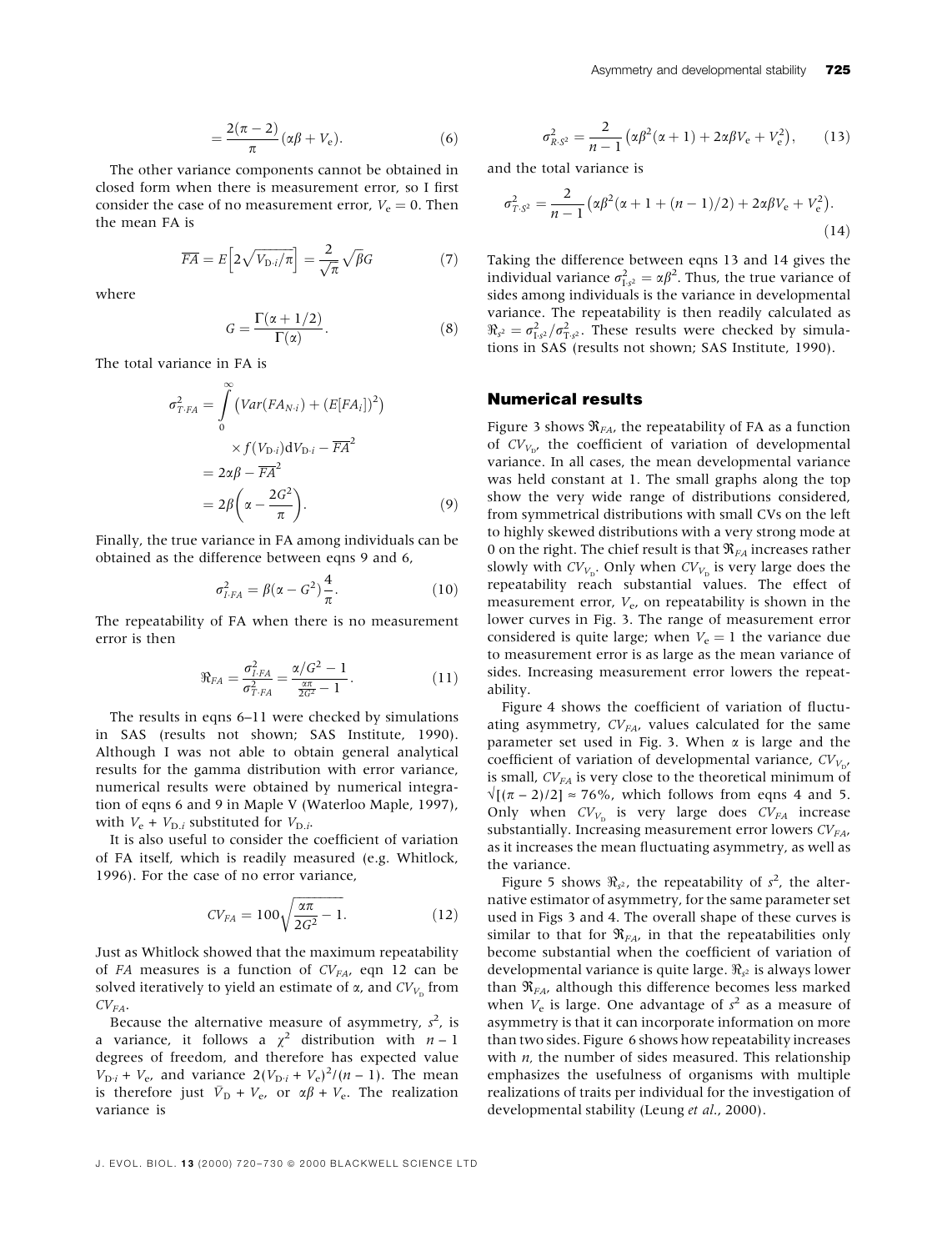$$= \frac{2(\pi - 2)}{\pi}(\alpha\beta + V_e). \tag{6}$$

The other variance components cannot be obtained in closed form when there is measurement error, so I first consider the case of no measurement error, $V_e = 0$. Then the mean FA is

$$\overline{FA} = E\left[2\sqrt{V_{D\cdot i}/\pi}\right] = \frac{2}{\sqrt{\pi}}\sqrt{\beta}G \tag{7}$$

where

$$G = \frac{\Gamma(\alpha + 1/2)}{\Gamma(\alpha)}. \tag{8}$$

The total variance in FA is

$$\begin{aligned}
\sigma^2_{T\cdot FA} &= \int_0^\infty \left(Var(FA_{N\cdot i}) + (E[FA_i])^2\right) \\
&\quad \times f(V_{D\cdot i})\mathrm{d}V_{D\cdot i} - \overline{FA}^2 \\
&= 2\alpha\beta - \overline{FA}^2 \\
&= 2\beta\left(\alpha - \frac{2G^2}{\pi}\right).
\end{aligned} \tag{9}$$

Finally, the true variance in FA among individuals can be obtained as the difference between eqns 9 and 6,

$$\sigma^2_{I\cdot FA} = \beta(\alpha - G^2)\frac{4}{\pi}. \tag{10}$$

The repeatability of FA when there is no measurement error is then

$$\Re_{FA} = \frac{\sigma^2_{I\cdot FA}}{\sigma^2_{T\cdot FA}} = \frac{\alpha/G^2 - 1}{\frac{\alpha\pi}{2G^2} - 1}. \tag{11}$$

The results in eqns 6–11 were checked by simulations in SAS (results not shown; SAS Institute, 1990). Although I was not able to obtain general analytical results for the gamma distribution with error variance, numerical results were obtained by numerical integration of eqns 6 and 9 in Maple V (Waterloo Maple, 1997), with $V_e + V_{D.i}$ substituted for $V_{D.i}$.

It is also useful to consider the coefficient of variation of FA itself, which is readily measured (e.g. Whitlock, 1996). For the case of no error variance,

$$CV_{FA} = 100\sqrt{\frac{\alpha\pi}{2G^2} - 1}. \tag{12}$$

Just as Whitlock showed that the maximum repeatability of *FA* measures is a function of $CV_{FA}$, eqn 12 can be solved iteratively to yield an estimate of $\alpha$, and $CV_{V_D}$ from $CV_{FA}$.

Because the alternative measure of asymmetry, $s^2$, is a variance, it follows a $\chi^2$ distribution with $n - 1$ degrees of freedom, and therefore has expected value $V_{D\cdot i} + V_e$, and variance $2(V_{D\cdot i} + V_e)^2/(n - 1)$. The mean is therefore just $\bar{V}_D + V_e$, or $\alpha\beta + V_e$. The realization variance is

$$\sigma^2_{R\cdot S^2} = \frac{2}{n-1}\left(\alpha\beta^2(\alpha + 1) + 2\alpha\beta V_e + V_e^2\right), \tag{13}$$

and the total variance is

$$\sigma^2_{T\cdot S^2} = \frac{2}{n-1}\left(\alpha\beta^2(\alpha + 1 + (n-1)/2) + 2\alpha\beta V_e + V_e^2\right). \tag{14}$$

Taking the difference between eqns 13 and 14 gives the individual variance $\sigma^2_{I\cdot s^2} = \alpha\beta^2$. Thus, the true variance of sides among individuals is the variance in developmental variance. The repeatability is then readily calculated as $\Re_{s^2} = \sigma^2_{I\cdot s^2}/\sigma^2_{T\cdot s^2}$. These results were checked by simulations in SAS (results not shown; SAS Institute, 1990).

## Numerical results

Figure 3 shows $\Re_{FA}$, the repeatability of FA as a function of $CV_{V_D}$, the coefficient of variation of developmental variance. In all cases, the mean developmental variance was held constant at 1. The small graphs along the top show the very wide range of distributions considered, from symmetrical distributions with small CVs on the left to highly skewed distributions with a very strong mode at 0 on the right. The chief result is that $\Re_{FA}$ increases rather slowly with $CV_{V_D}$. Only when $CV_{V_D}$ is very large does the repeatability reach substantial values. The effect of measurement error, $V_e$, on repeatability is shown in the lower curves in Fig. 3. The range of measurement error considered is quite large; when $V_e = 1$ the variance due to measurement error is as large as the mean variance of sides. Increasing measurement error lowers the repeatability.

Figure 4 shows the coefficient of variation of fluctuating asymmetry, $CV_{FA}$, values calculated for the same parameter set used in Fig. 3. When $\alpha$ is large and the coefficient of variation of developmental variance, $CV_{V_D}$, is small, $CV_{FA}$ is very close to the theoretical minimum of $\sqrt{[(\pi - 2)/2]} \approx 76\%$, which follows from eqns 4 and 5. Only when $CV_{V_D}$ is very large does $CV_{FA}$ increase substantially. Increasing measurement error lowers $CV_{FA}$, as it increases the mean fluctuating asymmetry, as well as the variance.

Figure 5 shows $\Re_{s^2}$, the repeatability of $s^2$, the alternative estimator of asymmetry, for the same parameter set used in Figs 3 and 4. The overall shape of these curves is similar to that for $\Re_{FA}$, in that the repeatabilities only become substantial when the coefficient of variation of developmental variance is quite large. $\Re_{s^2}$ is always lower than $\Re_{FA}$, although this difference becomes less marked when $V_e$ is large. One advantage of $s^2$ as a measure of asymmetry is that it can incorporate information on more than two sides. Figure 6 shows how repeatability increases with *n*, the number of sides measured. This relationship emphasizes the usefulness of organisms with multiple realizations of traits per individual for the investigation of developmental stability (Leung *et al.*, 2000).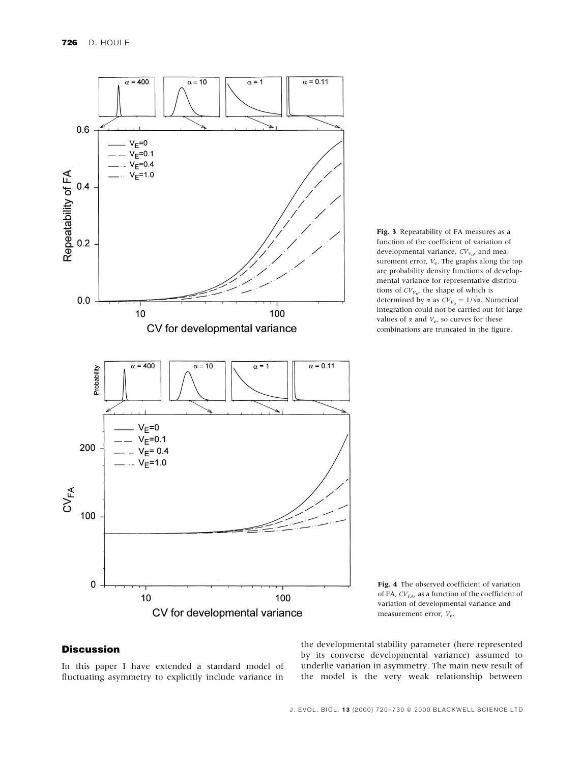**Fig. 3** Repeatability of FA measures as a function of the coefficient of variation of developmental variance, $CV_{V_D}$, and measurement error, $V_e$. The graphs along the top are probability density functions of developmental variance for representative distributions of $CV_{V_D}$, the shape of which is determined by $\alpha$ as $CV_{V_D} = 1/\sqrt{\alpha}$. Numerical integration could not be carried out for large values of $\alpha$ and $V_e$, so curves for these combinations are truncated in the figure.

**Fig. 4** The observed coefficient of variation of FA, $CV_{FA}$, as a function of the coefficient of variation of developmental variance and measurement error, $V_e$.

## Discussion

In this paper I have extended a standard model of fluctuating asymmetry to explicitly include variance in the developmental stability parameter (here represented by its converse developmental variance) assumed to underlie variation in asymmetry. The main new result of the model is the very weak relationship between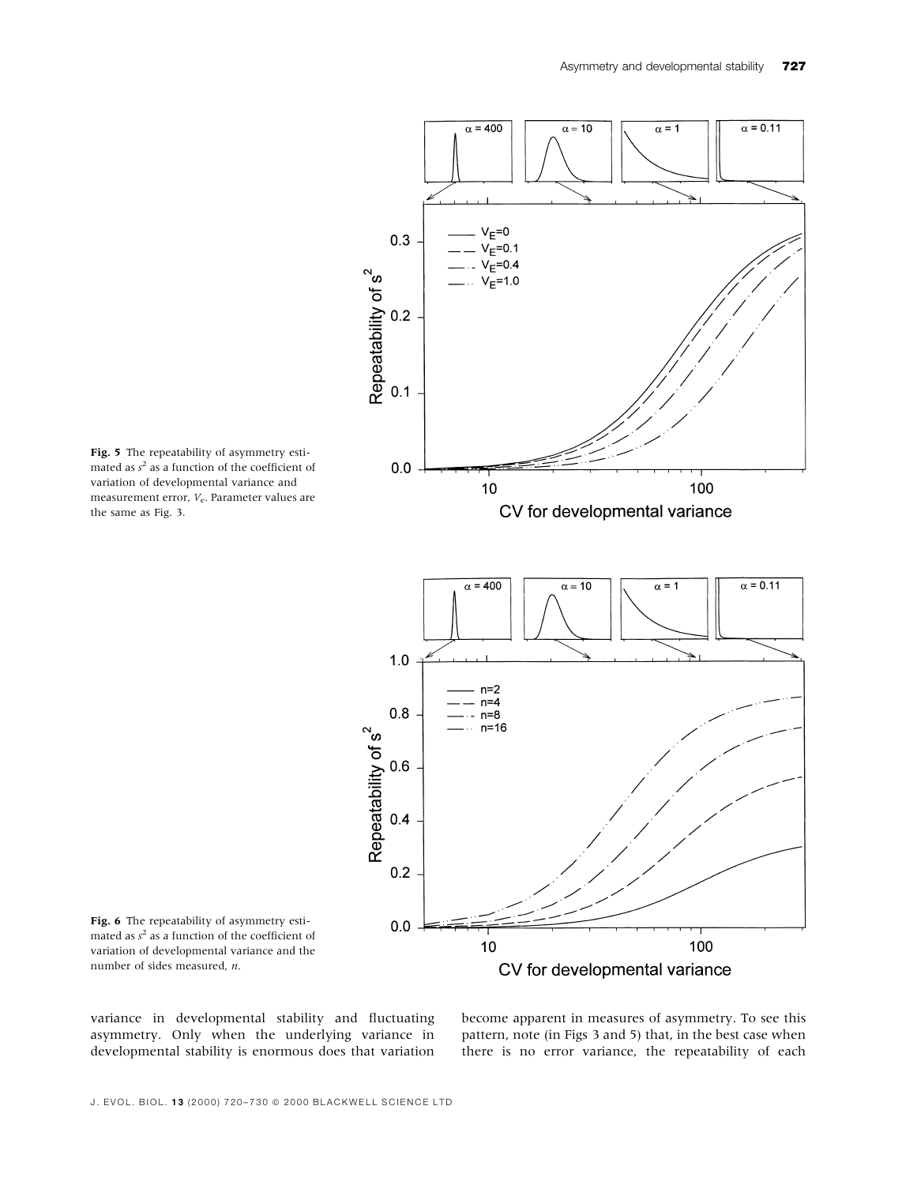**Fig. 5** The repeatability of asymmetry estimated as $s^2$ as a function of the coefficient of variation of developmental variance and measurement error, $V_e$. Parameter values are the same as Fig. 3.

**Fig. 6** The repeatability of asymmetry estimated as $s^2$ as a function of the coefficient of variation of developmental variance and the number of sides measured, $n$.

variance in developmental stability and fluctuating asymmetry. Only when the underlying variance in developmental stability is enormous does that variation become apparent in measures of asymmetry. To see this pattern, note (in Figs 3 and 5) that, in the best case when there is no error variance, the repeatability of each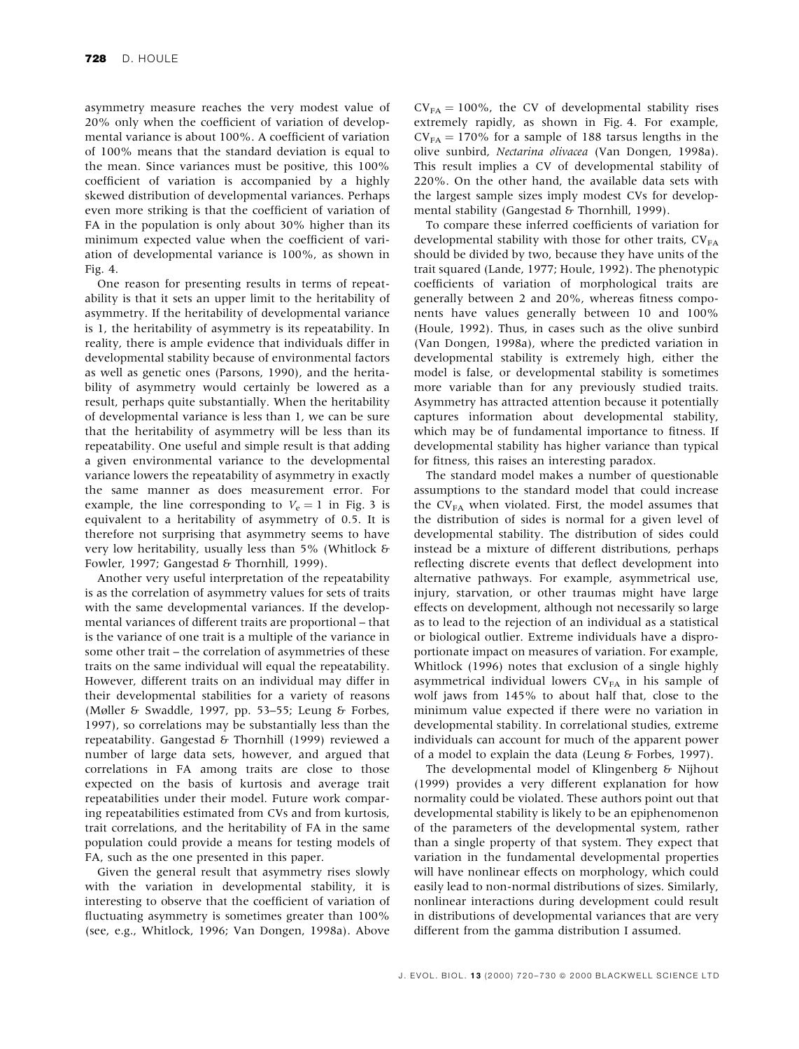asymmetry measure reaches the very modest value of 20% only when the coefficient of variation of developmental variance is about 100%. A coefficient of variation of 100% means that the standard deviation is equal to the mean. Since variances must be positive, this 100% coefficient of variation is accompanied by a highly skewed distribution of developmental variances. Perhaps even more striking is that the coefficient of variation of FA in the population is only about 30% higher than its minimum expected value when the coefficient of variation of developmental variance is 100%, as shown in Fig. 4.

One reason for presenting results in terms of repeatability is that it sets an upper limit to the heritability of asymmetry. If the heritability of developmental variance is 1, the heritability of asymmetry is its repeatability. In reality, there is ample evidence that individuals differ in developmental stability because of environmental factors as well as genetic ones (Parsons, 1990), and the heritability of asymmetry would certainly be lowered as a result, perhaps quite substantially. When the heritability of developmental variance is less than 1, we can be sure that the heritability of asymmetry will be less than its repeatability. One useful and simple result is that adding a given environmental variance to the developmental variance lowers the repeatability of asymmetry in exactly the same manner as does measurement error. For example, the line corresponding to $V_e = 1$ in Fig. 3 is equivalent to a heritability of asymmetry of 0.5. It is therefore not surprising that asymmetry seems to have very low heritability, usually less than 5% (Whitlock & Fowler, 1997; Gangestad & Thornhill, 1999).

Another very useful interpretation of the repeatability is as the correlation of asymmetry values for sets of traits with the same developmental variances. If the developmental variances of different traits are proportional – that is the variance of one trait is a multiple of the variance in some other trait – the correlation of asymmetries of these traits on the same individual will equal the repeatability. However, different traits on an individual may differ in their developmental stabilities for a variety of reasons (Møller & Swaddle, 1997, pp. 53–55; Leung & Forbes, 1997), so correlations may be substantially less than the repeatability. Gangestad & Thornhill (1999) reviewed a number of large data sets, however, and argued that correlations in FA among traits are close to those expected on the basis of kurtosis and average trait repeatabilities under their model. Future work comparing repeatabilities estimated from CVs and from kurtosis, trait correlations, and the heritability of FA in the same population could provide a means for testing models of FA, such as the one presented in this paper.

Given the general result that asymmetry rises slowly with the variation in developmental stability, it is interesting to observe that the coefficient of variation of fluctuating asymmetry is sometimes greater than 100% (see, e.g., Whitlock, 1996; Van Dongen, 1998a). Above $CV_{FA} = 100\%$, the CV of developmental stability rises extremely rapidly, as shown in Fig. 4. For example, $CV_{FA} = 170\%$ for a sample of 188 tarsus lengths in the olive sunbird, *Nectarina olivacea* (Van Dongen, 1998a). This result implies a CV of developmental stability of 220%. On the other hand, the available data sets with the largest sample sizes imply modest CVs for developmental stability (Gangestad & Thornhill, 1999).

To compare these inferred coefficients of variation for developmental stability with those for other traits, $CV_{FA}$ should be divided by two, because they have units of the trait squared (Lande, 1977; Houle, 1992). The phenotypic coefficients of variation of morphological traits are generally between 2 and 20%, whereas fitness components have values generally between 10 and 100% (Houle, 1992). Thus, in cases such as the olive sunbird (Van Dongen, 1998a), where the predicted variation in developmental stability is extremely high, either the model is false, or developmental stability is sometimes more variable than for any previously studied traits. Asymmetry has attracted attention because it potentially captures information about developmental stability, which may be of fundamental importance to fitness. If developmental stability has higher variance than typical for fitness, this raises an interesting paradox.

The standard model makes a number of questionable assumptions to the standard model that could increase the $CV_{FA}$ when violated. First, the model assumes that the distribution of sides is normal for a given level of developmental stability. The distribution of sides could instead be a mixture of different distributions, perhaps reflecting discrete events that deflect development into alternative pathways. For example, asymmetrical use, injury, starvation, or other traumas might have large effects on development, although not necessarily so large as to lead to the rejection of an individual as a statistical or biological outlier. Extreme individuals have a disproportionate impact on measures of variation. For example, Whitlock (1996) notes that exclusion of a single highly asymmetrical individual lowers $CV_{FA}$ in his sample of wolf jaws from 145% to about half that, close to the minimum value expected if there were no variation in developmental stability. In correlational studies, extreme individuals can account for much of the apparent power of a model to explain the data (Leung & Forbes, 1997).

The developmental model of Klingenberg & Nijhout (1999) provides a very different explanation for how normality could be violated. These authors point out that developmental stability is likely to be an epiphenomenon of the parameters of the developmental system, rather than a single property of that system. They expect that variation in the fundamental developmental properties will have nonlinear effects on morphology, which could easily lead to non-normal distributions of sizes. Similarly, nonlinear interactions during development could result in distributions of developmental variances that are very different from the gamma distribution I assumed.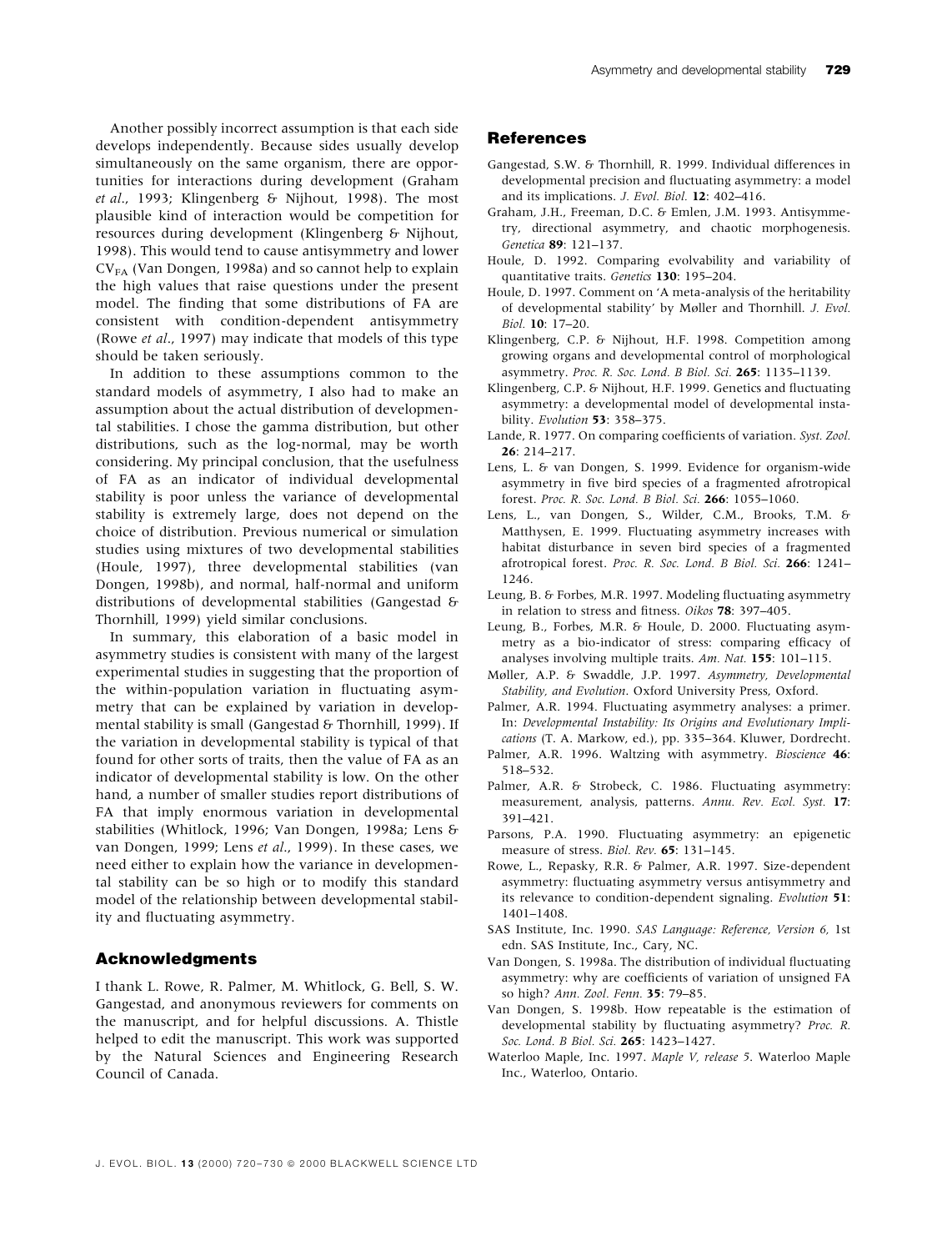Another possibly incorrect assumption is that each side develops independently. Because sides usually develop simultaneously on the same organism, there are opportunities for interactions during development (Graham *et al*., 1993; Klingenberg & Nijhout, 1998). The most plausible kind of interaction would be competition for resources during development (Klingenberg & Nijhout, 1998). This would tend to cause antisymmetry and lower $CV_{FA}$ (Van Dongen, 1998a) and so cannot help to explain the high values that raise questions under the present model. The finding that some distributions of FA are consistent with condition-dependent antisymmetry (Rowe *et al*., 1997) may indicate that models of this type should be taken seriously.

In addition to these assumptions common to the standard models of asymmetry, I also had to make an assumption about the actual distribution of developmental stabilities. I chose the gamma distribution, but other distributions, such as the log-normal, may be worth considering. My principal conclusion, that the usefulness of FA as an indicator of individual developmental stability is poor unless the variance of developmental stability is extremely large, does not depend on the choice of distribution. Previous numerical or simulation studies using mixtures of two developmental stabilities (Houle, 1997), three developmental stabilities (van Dongen, 1998b), and normal, half-normal and uniform distributions of developmental stabilities (Gangestad & Thornhill, 1999) yield similar conclusions.

In summary, this elaboration of a basic model in asymmetry studies is consistent with many of the largest experimental studies in suggesting that the proportion of the within-population variation in fluctuating asymmetry that can be explained by variation in developmental stability is small (Gangestad & Thornhill, 1999). If the variation in developmental stability is typical of that found for other sorts of traits, then the value of FA as an indicator of developmental stability is low. On the other hand, a number of smaller studies report distributions of FA that imply enormous variation in developmental stabilities (Whitlock, 1996; Van Dongen, 1998a; Lens & van Dongen, 1999; Lens *et al*., 1999). In these cases, we need either to explain how the variance in developmental stability can be so high or to modify this standard model of the relationship between developmental stability and fluctuating asymmetry.

## Acknowledgments

I thank L. Rowe, R. Palmer, M. Whitlock, G. Bell, S. W. Gangestad, and anonymous reviewers for comments on the manuscript, and for helpful discussions. A. Thistle helped to edit the manuscript. This work was supported by the Natural Sciences and Engineering Research Council of Canada.

## References

Gangestad, S.W. & Thornhill, R. 1999. Individual differences in developmental precision and fluctuating asymmetry: a model and its implications. *J. Evol. Biol.* **12**: 402–416.

Graham, J.H., Freeman, D.C. & Emlen, J.M. 1993. Antisymmetry, directional asymmetry, and chaotic morphogenesis. *Genetica* **89**: 121–137.

Houle, D. 1992. Comparing evolvability and variability of quantitative traits. *Genetics* **130**: 195–204.

Houle, D. 1997. Comment on 'A meta-analysis of the heritability of developmental stability' by Møller and Thornhill. *J. Evol. Biol.* **10**: 17–20.

Klingenberg, C.P. & Nijhout, H.F. 1998. Competition among growing organs and developmental control of morphological asymmetry. *Proc. R. Soc. Lond. B Biol. Sci.* **265**: 1135–1139.

Klingenberg, C.P. & Nijhout, H.F. 1999. Genetics and fluctuating asymmetry: a developmental model of developmental instability. *Evolution* **53**: 358–375.

Lande, R. 1977. On comparing coefficients of variation. *Syst. Zool.* **26**: 214–217.

Lens, L. & van Dongen, S. 1999. Evidence for organism-wide asymmetry in five bird species of a fragmented afrotropical forest. *Proc. R. Soc. Lond. B Biol. Sci.* **266**: 1055–1060.

Lens, L., van Dongen, S., Wilder, C.M., Brooks, T.M. & Matthysen, E. 1999. Fluctuating asymmetry increases with habitat disturbance in seven bird species of a fragmented afrotropical forest. *Proc. R. Soc. Lond. B Biol. Sci.* **266**: 1241–1246.

Leung, B. & Forbes, M.R. 1997. Modeling fluctuating asymmetry in relation to stress and fitness. *Oikos* **78**: 397–405.

Leung, B., Forbes, M.R. & Houle, D. 2000. Fluctuating asymmetry as a bio-indicator of stress: comparing efficacy of analyses involving multiple traits. *Am. Nat.* **155**: 101–115.

Møller, A.P. & Swaddle, J.P. 1997. *Asymmetry, Developmental Stability, and Evolution*. Oxford University Press, Oxford.

Palmer, A.R. 1994. Fluctuating asymmetry analyses: a primer. In: *Developmental Instability: Its Origins and Evolutionary Implications* (T. A. Markow, ed.), pp. 335–364. Kluwer, Dordrecht.

Palmer, A.R. 1996. Waltzing with asymmetry. *Bioscience* **46**: 518–532.

Palmer, A.R. & Strobeck, C. 1986. Fluctuating asymmetry: measurement, analysis, patterns. *Annu. Rev. Ecol. Syst.* **17**: 391–421.

Parsons, P.A. 1990. Fluctuating asymmetry: an epigenetic measure of stress. *Biol. Rev.* **65**: 131–145.

Rowe, L., Repasky, R.R. & Palmer, A.R. 1997. Size-dependent asymmetry: fluctuating asymmetry versus antisymmetry and its relevance to condition-dependent signaling. *Evolution* **51**: 1401–1408.

SAS Institute, Inc. 1990. *SAS Language: Reference, Version 6*, 1st edn. SAS Institute, Inc., Cary, NC.

Van Dongen, S. 1998a. The distribution of individual fluctuating asymmetry: why are coefficients of variation of unsigned FA so high? *Ann. Zool. Fenn.* **35**: 79–85.

Van Dongen, S. 1998b. How repeatable is the estimation of developmental stability by fluctuating asymmetry? *Proc. R. Soc. Lond. B Biol. Sci.* **265**: 1423–1427.

Waterloo Maple, Inc. 1997. *Maple V, release 5*. Waterloo Maple Inc., Waterloo, Ontario.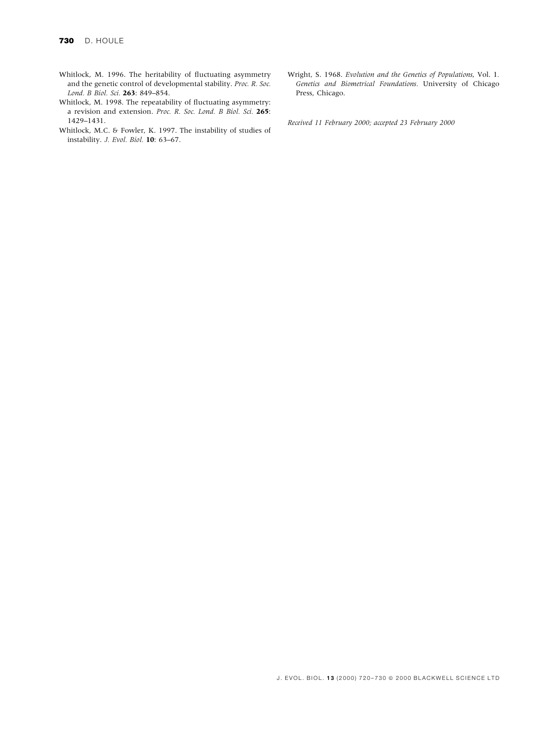Whitlock, M. 1996. The heritability of fluctuating asymmetry and the genetic control of developmental stability. *Proc. R. Soc. Lond. B Biol. Sci.* **263**: 849–854.

Whitlock, M. 1998. The repeatability of fluctuating asymmetry: a revision and extension. *Proc. R. Soc. Lond. B Biol. Sci.* **265**: 1429–1431.

Whitlock, M.C. & Fowler, K. 1997. The instability of studies of instability. *J. Evol. Biol.* **10**: 63–67.

Wright, S. 1968. *Evolution and the Genetics of Populations*, Vol. 1. *Genetics and Biometrical Foundations.* University of Chicago Press, Chicago.

*Received 11 February 2000; accepted 23 February 2000*